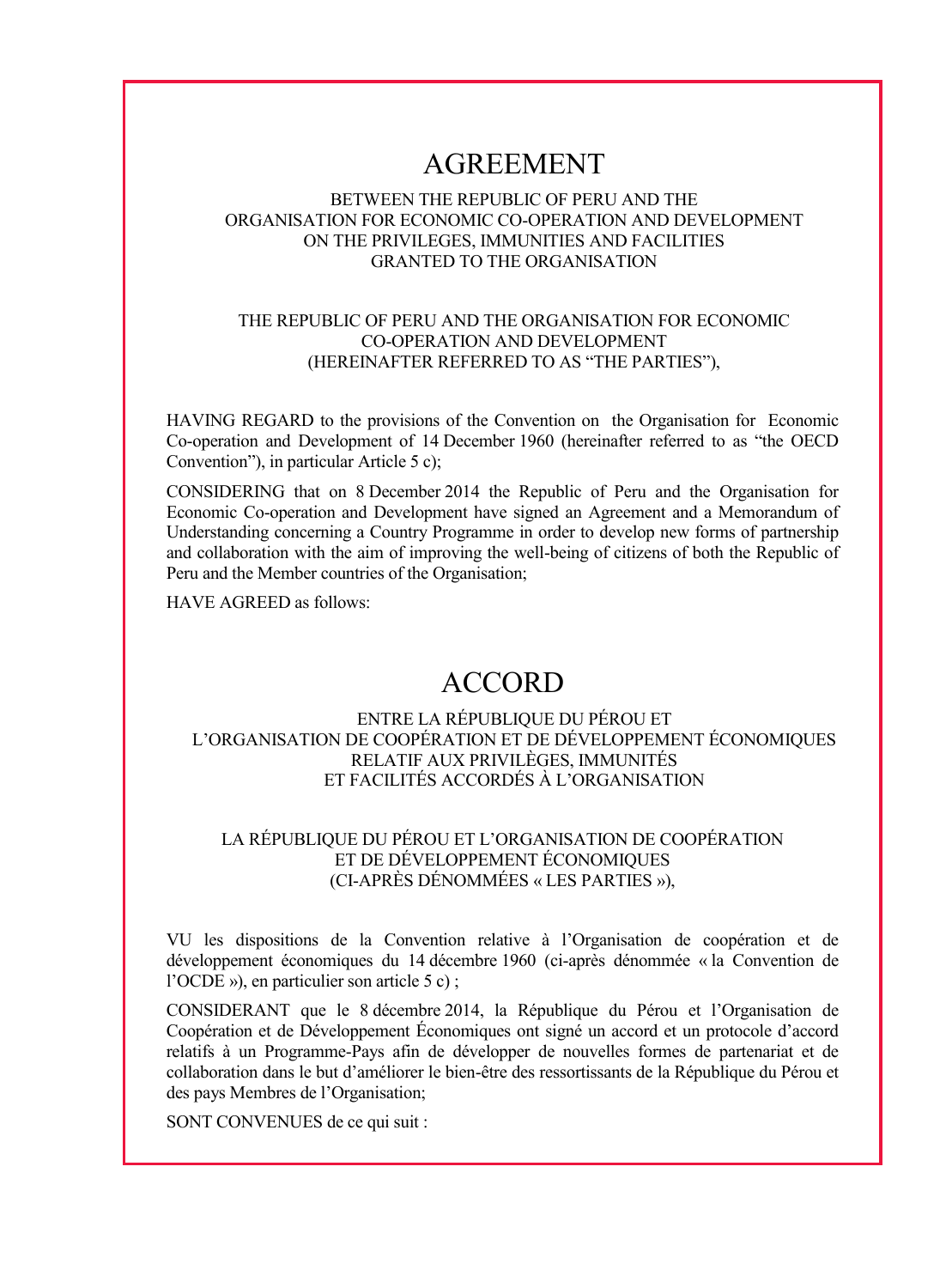# AGREEMENT

BETWEEN THE REPUBLIC OF PERU AND THE
ORGANISATION FOR ECONOMIC CO-OPERATION AND DEVELOPMENT
ON THE PRIVILEGES, IMMUNITIES AND FACILITIES
GRANTED TO THE ORGANISATION

THE REPUBLIC OF PERU AND THE ORGANISATION FOR ECONOMIC
CO-OPERATION AND DEVELOPMENT
(HEREINAFTER REFERRED TO AS "THE PARTIES"),

HAVING REGARD to the provisions of the Convention on the Organisation for Economic Co-operation and Development of 14 December 1960 (hereinafter referred to as "the OECD Convention"), in particular Article 5 c);

CONSIDERING that on 8 December 2014 the Republic of Peru and the Organisation for Economic Co-operation and Development have signed an Agreement and a Memorandum of Understanding concerning a Country Programme in order to develop new forms of partnership and collaboration with the aim of improving the well-being of citizens of both the Republic of Peru and the Member countries of the Organisation;

HAVE AGREED as follows:

# ACCORD

ENTRE LA RÉPUBLIQUE DU PÉROU ET
L'ORGANISATION DE COOPÉRATION ET DE DÉVELOPPEMENT ÉCONOMIQUES
RELATIF AUX PRIVILÈGES, IMMUNITÉS
ET FACILITÉS ACCORDÉS À L'ORGANISATION

LA RÉPUBLIQUE DU PÉROU ET L'ORGANISATION DE COOPÉRATION
ET DE DÉVELOPPEMENT ÉCONOMIQUES
(CI-APRÈS DÉNOMMÉES « LES PARTIES »),

VU les dispositions de la Convention relative à l'Organisation de coopération et de développement économiques du 14 décembre 1960 (ci-après dénommée « la Convention de l'OCDE »), en particulier son article 5 c) ;

CONSIDERANT que le 8 décembre 2014, la République du Pérou et l'Organisation de Coopération et de Développement Économiques ont signé un accord et un protocole d'accord relatifs à un Programme-Pays afin de développer de nouvelles formes de partenariat et de collaboration dans le but d'améliorer le bien-être des ressortissants de la République du Pérou et des pays Membres de l'Organisation;

SONT CONVENUES de ce qui suit :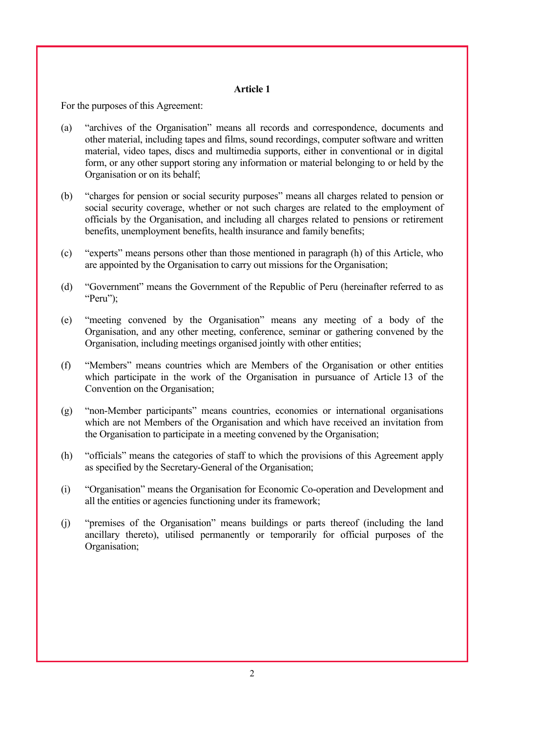**Article 1**

For the purposes of this Agreement:

(a) "archives of the Organisation" means all records and correspondence, documents and other material, including tapes and films, sound recordings, computer software and written material, video tapes, discs and multimedia supports, either in conventional or in digital form, or any other support storing any information or material belonging to or held by the Organisation or on its behalf;

(b) "charges for pension or social security purposes" means all charges related to pension or social security coverage, whether or not such charges are related to the employment of officials by the Organisation, and including all charges related to pensions or retirement benefits, unemployment benefits, health insurance and family benefits;

(c) "experts" means persons other than those mentioned in paragraph (h) of this Article, who are appointed by the Organisation to carry out missions for the Organisation;

(d) "Government" means the Government of the Republic of Peru (hereinafter referred to as "Peru");

(e) "meeting convened by the Organisation" means any meeting of a body of the Organisation, and any other meeting, conference, seminar or gathering convened by the Organisation, including meetings organised jointly with other entities;

(f) "Members" means countries which are Members of the Organisation or other entities which participate in the work of the Organisation in pursuance of Article 13 of the Convention on the Organisation;

(g) "non-Member participants" means countries, economies or international organisations which are not Members of the Organisation and which have received an invitation from the Organisation to participate in a meeting convened by the Organisation;

(h) "officials" means the categories of staff to which the provisions of this Agreement apply as specified by the Secretary-General of the Organisation;

(i) "Organisation" means the Organisation for Economic Co-operation and Development and all the entities or agencies functioning under its framework;

(j) "premises of the Organisation" means buildings or parts thereof (including the land ancillary thereto), utilised permanently or temporarily for official purposes of the Organisation;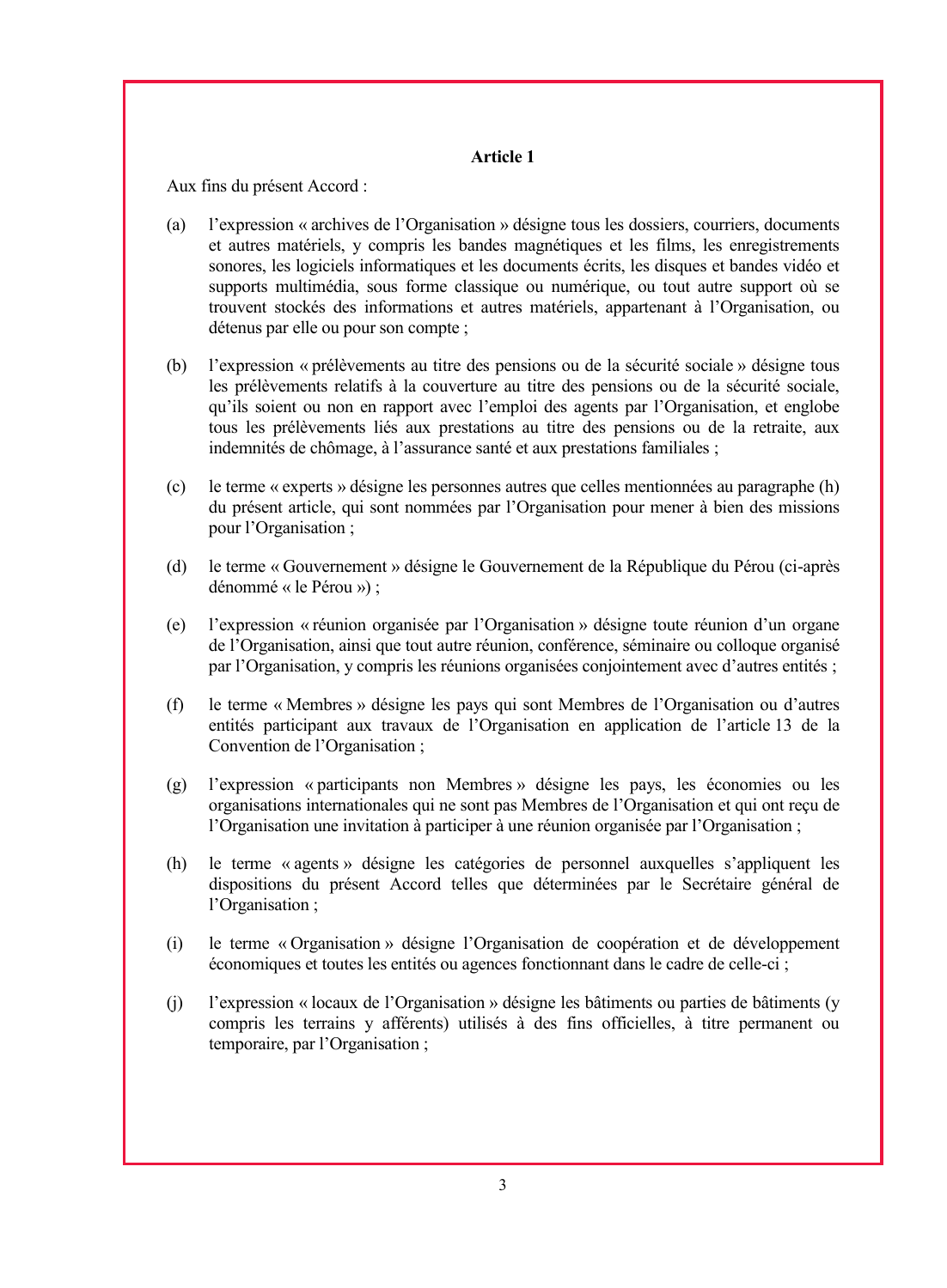### Article 1

Aux fins du présent Accord :

(a) l'expression « archives de l'Organisation » désigne tous les dossiers, courriers, documents et autres matériels, y compris les bandes magnétiques et les films, les enregistrements sonores, les logiciels informatiques et les documents écrits, les disques et bandes vidéo et supports multimédia, sous forme classique ou numérique, ou tout autre support où se trouvent stockés des informations et autres matériels, appartenant à l'Organisation, ou détenus par elle ou pour son compte ;

(b) l'expression « prélèvements au titre des pensions ou de la sécurité sociale » désigne tous les prélèvements relatifs à la couverture au titre des pensions ou de la sécurité sociale, qu'ils soient ou non en rapport avec l'emploi des agents par l'Organisation, et englobe tous les prélèvements liés aux prestations au titre des pensions ou de la retraite, aux indemnités de chômage, à l'assurance santé et aux prestations familiales ;

(c) le terme « experts » désigne les personnes autres que celles mentionnées au paragraphe (h) du présent article, qui sont nommées par l'Organisation pour mener à bien des missions pour l'Organisation ;

(d) le terme « Gouvernement » désigne le Gouvernement de la République du Pérou (ci-après dénommé « le Pérou ») ;

(e) l'expression « réunion organisée par l'Organisation » désigne toute réunion d'un organe de l'Organisation, ainsi que tout autre réunion, conférence, séminaire ou colloque organisé par l'Organisation, y compris les réunions organisées conjointement avec d'autres entités ;

(f) le terme « Membres » désigne les pays qui sont Membres de l'Organisation ou d'autres entités participant aux travaux de l'Organisation en application de l'article 13 de la Convention de l'Organisation ;

(g) l'expression « participants non Membres » désigne les pays, les économies ou les organisations internationales qui ne sont pas Membres de l'Organisation et qui ont reçu de l'Organisation une invitation à participer à une réunion organisée par l'Organisation ;

(h) le terme « agents » désigne les catégories de personnel auxquelles s'appliquent les dispositions du présent Accord telles que déterminées par le Secrétaire général de l'Organisation ;

(i) le terme « Organisation » désigne l'Organisation de coopération et de développement économiques et toutes les entités ou agences fonctionnant dans le cadre de celle-ci ;

(j) l'expression « locaux de l'Organisation » désigne les bâtiments ou parties de bâtiments (y compris les terrains y afférents) utilisés à des fins officielles, à titre permanent ou temporaire, par l'Organisation ;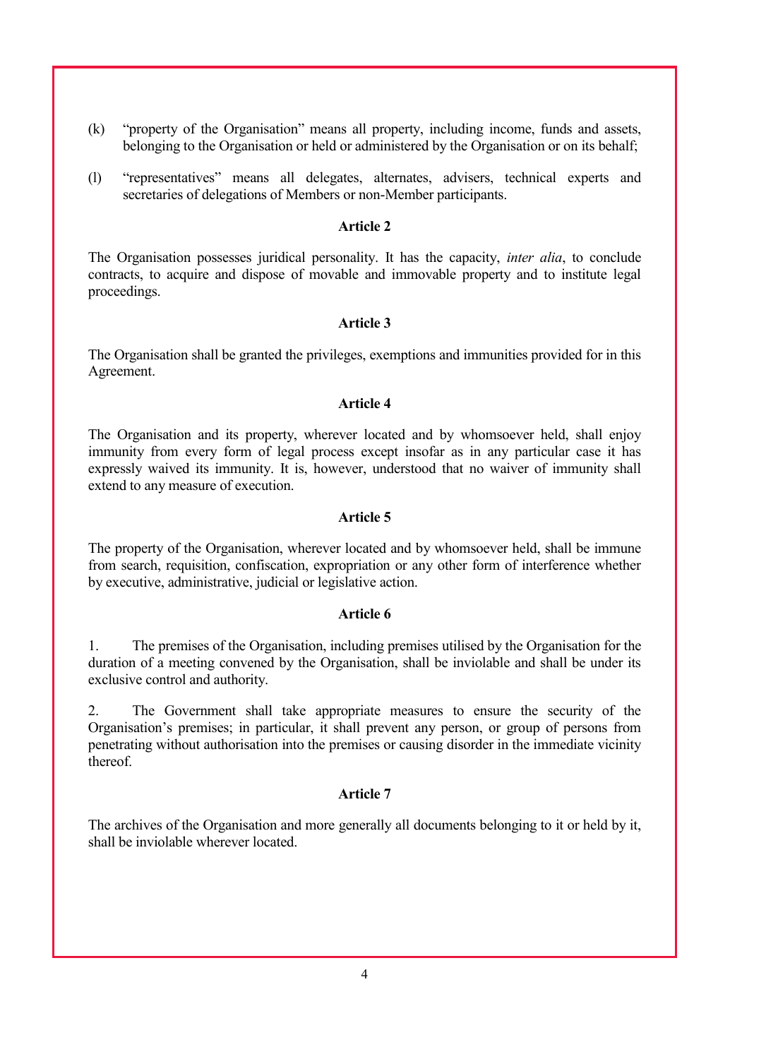(k) “property of the Organisation” means all property, including income, funds and assets, belonging to the Organisation or held or administered by the Organisation or on its behalf;

(l) “representatives” means all delegates, alternates, advisers, technical experts and secretaries of delegations of Members or non-Member participants.

**Article 2**

The Organisation possesses juridical personality. It has the capacity, *inter alia*, to conclude contracts, to acquire and dispose of movable and immovable property and to institute legal proceedings.

**Article 3**

The Organisation shall be granted the privileges, exemptions and immunities provided for in this Agreement.

**Article 4**

The Organisation and its property, wherever located and by whomsoever held, shall enjoy immunity from every form of legal process except insofar as in any particular case it has expressly waived its immunity. It is, however, understood that no waiver of immunity shall extend to any measure of execution.

**Article 5**

The property of the Organisation, wherever located and by whomsoever held, shall be immune from search, requisition, confiscation, expropriation or any other form of interference whether by executive, administrative, judicial or legislative action.

**Article 6**

1. The premises of the Organisation, including premises utilised by the Organisation for the duration of a meeting convened by the Organisation, shall be inviolable and shall be under its exclusive control and authority.

2. The Government shall take appropriate measures to ensure the security of the Organisation’s premises; in particular, it shall prevent any person, or group of persons from penetrating without authorisation into the premises or causing disorder in the immediate vicinity thereof.

**Article 7**

The archives of the Organisation and more generally all documents belonging to it or held by it, shall be inviolable wherever located.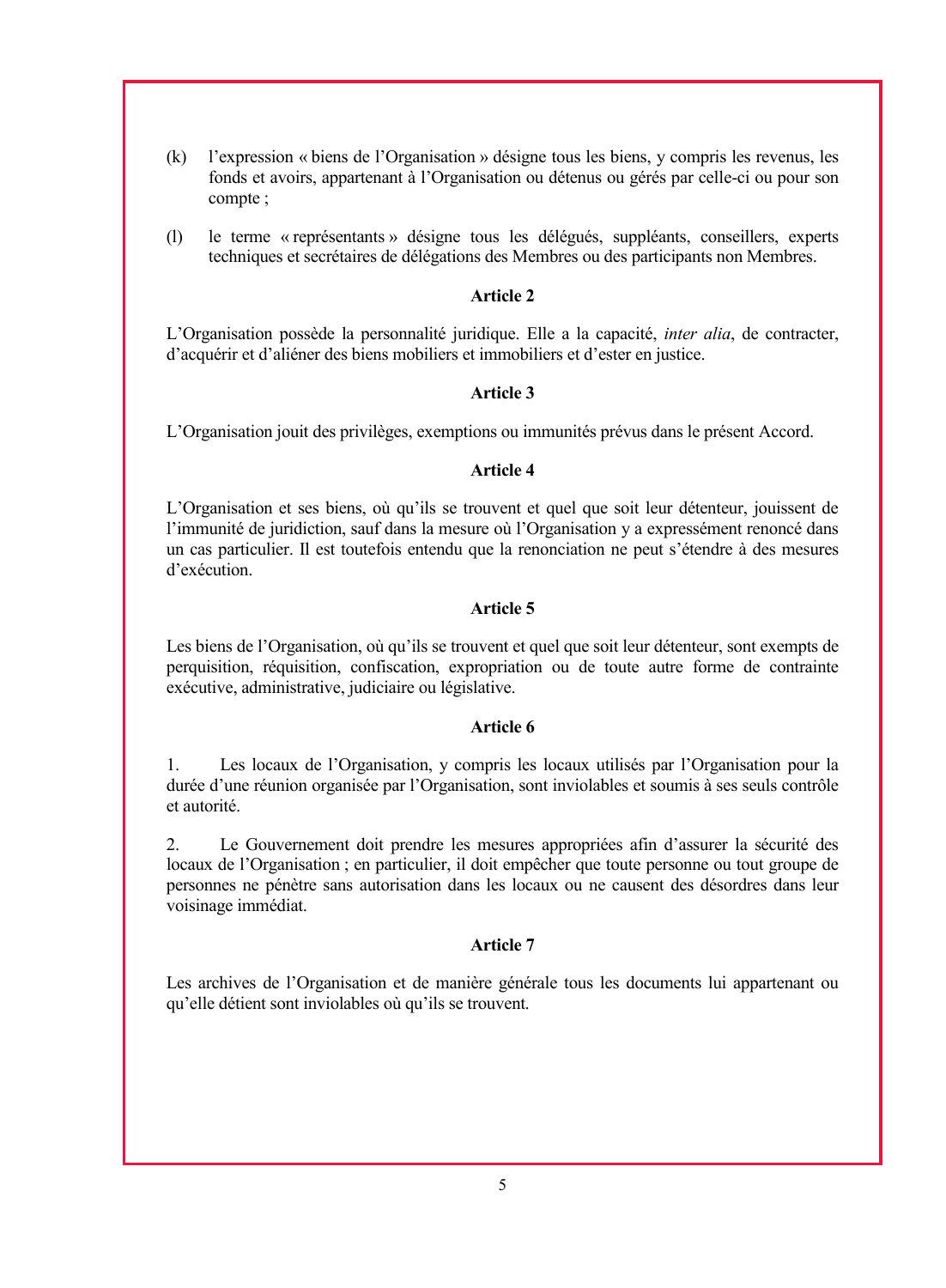(k) l'expression « biens de l'Organisation » désigne tous les biens, y compris les revenus, les fonds et avoirs, appartenant à l'Organisation ou détenus ou gérés par celle-ci ou pour son compte ;

(l) le terme « représentants » désigne tous les délégués, suppléants, conseillers, experts techniques et secrétaires de délégations des Membres ou des participants non Membres.

**Article 2**

L'Organisation possède la personnalité juridique. Elle a la capacité, *inter alia*, de contracter, d'acquérir et d'aliéner des biens mobiliers et immobiliers et d'ester en justice.

**Article 3**

L'Organisation jouit des privilèges, exemptions ou immunités prévus dans le présent Accord.

**Article 4**

L'Organisation et ses biens, où qu'ils se trouvent et quel que soit leur détenteur, jouissent de l'immunité de juridiction, sauf dans la mesure où l'Organisation y a expressément renoncé dans un cas particulier. Il est toutefois entendu que la renonciation ne peut s'étendre à des mesures d'exécution.

**Article 5**

Les biens de l'Organisation, où qu'ils se trouvent et quel que soit leur détenteur, sont exempts de perquisition, réquisition, confiscation, expropriation ou de toute autre forme de contrainte exécutive, administrative, judiciaire ou législative.

**Article 6**

1. Les locaux de l'Organisation, y compris les locaux utilisés par l'Organisation pour la durée d'une réunion organisée par l'Organisation, sont inviolables et soumis à ses seuls contrôle et autorité.

2. Le Gouvernement doit prendre les mesures appropriées afin d'assurer la sécurité des locaux de l'Organisation ; en particulier, il doit empêcher que toute personne ou tout groupe de personnes ne pénètre sans autorisation dans les locaux ou ne causent des désordres dans leur voisinage immédiat.

**Article 7**

Les archives de l'Organisation et de manière générale tous les documents lui appartenant ou qu'elle détient sont inviolables où qu'ils se trouvent.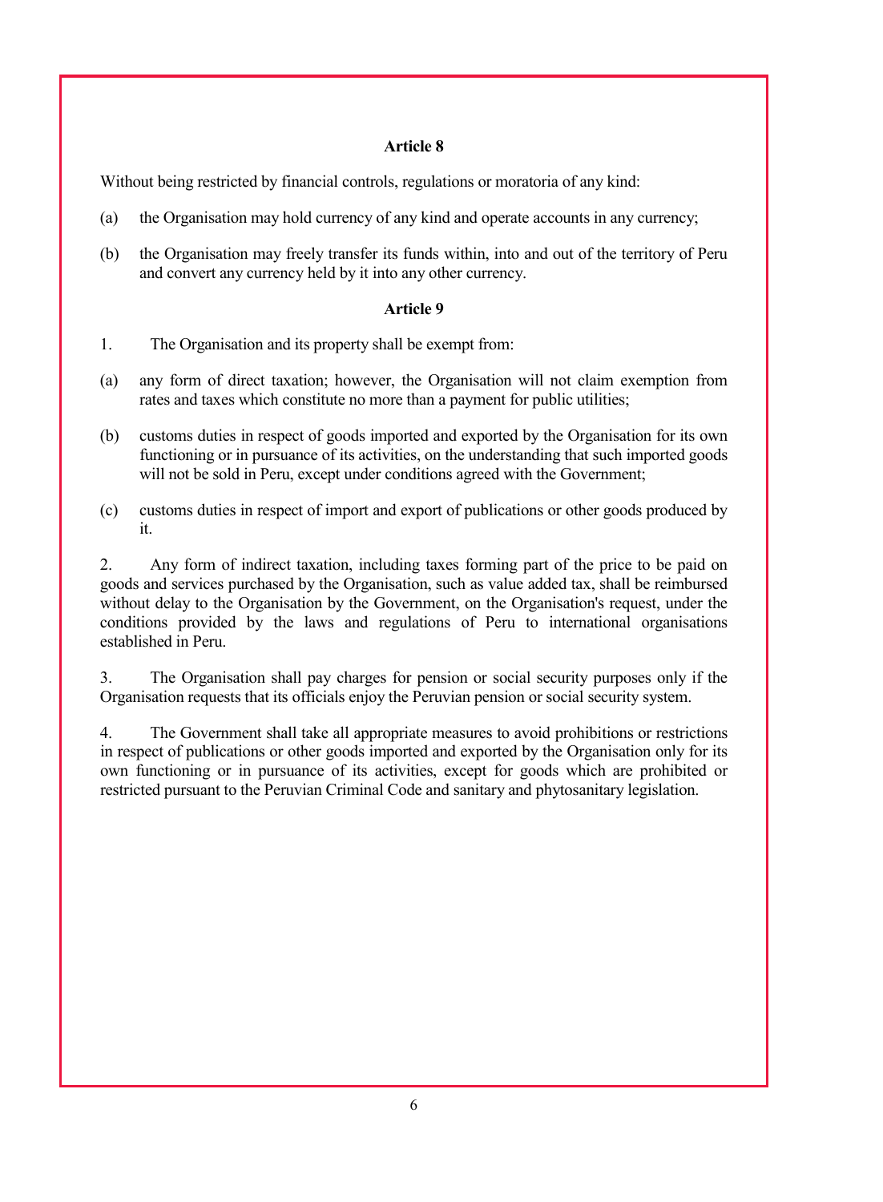**Article 8**

Without being restricted by financial controls, regulations or moratoria of any kind:

(a) the Organisation may hold currency of any kind and operate accounts in any currency;

(b) the Organisation may freely transfer its funds within, into and out of the territory of Peru and convert any currency held by it into any other currency.

**Article 9**

1. The Organisation and its property shall be exempt from:

(a) any form of direct taxation; however, the Organisation will not claim exemption from rates and taxes which constitute no more than a payment for public utilities;

(b) customs duties in respect of goods imported and exported by the Organisation for its own functioning or in pursuance of its activities, on the understanding that such imported goods will not be sold in Peru, except under conditions agreed with the Government;

(c) customs duties in respect of import and export of publications or other goods produced by it.

2. Any form of indirect taxation, including taxes forming part of the price to be paid on goods and services purchased by the Organisation, such as value added tax, shall be reimbursed without delay to the Organisation by the Government, on the Organisation's request, under the conditions provided by the laws and regulations of Peru to international organisations established in Peru.

3. The Organisation shall pay charges for pension or social security purposes only if the Organisation requests that its officials enjoy the Peruvian pension or social security system.

4. The Government shall take all appropriate measures to avoid prohibitions or restrictions in respect of publications or other goods imported and exported by the Organisation only for its own functioning or in pursuance of its activities, except for goods which are prohibited or restricted pursuant to the Peruvian Criminal Code and sanitary and phytosanitary legislation.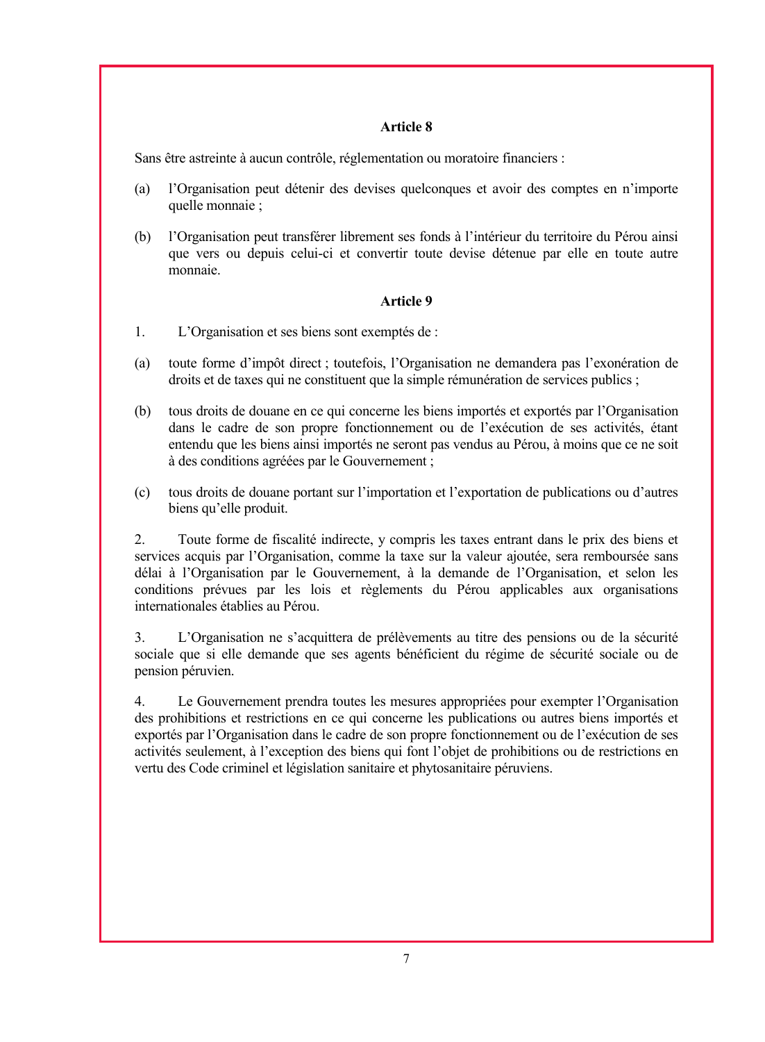**Article 8**

Sans être astreinte à aucun contrôle, réglementation ou moratoire financiers :

(a) l'Organisation peut détenir des devises quelconques et avoir des comptes en n'importe quelle monnaie ;

(b) l'Organisation peut transférer librement ses fonds à l'intérieur du territoire du Pérou ainsi que vers ou depuis celui-ci et convertir toute devise détenue par elle en toute autre monnaie.

**Article 9**

1. L'Organisation et ses biens sont exemptés de :

(a) toute forme d'impôt direct ; toutefois, l'Organisation ne demandera pas l'exonération de droits et de taxes qui ne constituent que la simple rémunération de services publics ;

(b) tous droits de douane en ce qui concerne les biens importés et exportés par l'Organisation dans le cadre de son propre fonctionnement ou de l'exécution de ses activités, étant entendu que les biens ainsi importés ne seront pas vendus au Pérou, à moins que ce ne soit à des conditions agréées par le Gouvernement ;

(c) tous droits de douane portant sur l'importation et l'exportation de publications ou d'autres biens qu'elle produit.

2. Toute forme de fiscalité indirecte, y compris les taxes entrant dans le prix des biens et services acquis par l'Organisation, comme la taxe sur la valeur ajoutée, sera remboursée sans délai à l'Organisation par le Gouvernement, à la demande de l'Organisation, et selon les conditions prévues par les lois et règlements du Pérou applicables aux organisations internationales établies au Pérou.

3. L'Organisation ne s'acquittera de prélèvements au titre des pensions ou de la sécurité sociale que si elle demande que ses agents bénéficient du régime de sécurité sociale ou de pension péruvien.

4. Le Gouvernement prendra toutes les mesures appropriées pour exempter l'Organisation des prohibitions et restrictions en ce qui concerne les publications ou autres biens importés et exportés par l'Organisation dans le cadre de son propre fonctionnement ou de l'exécution de ses activités seulement, à l'exception des biens qui font l'objet de prohibitions ou de restrictions en vertu des Code criminel et législation sanitaire et phytosanitaire péruviens.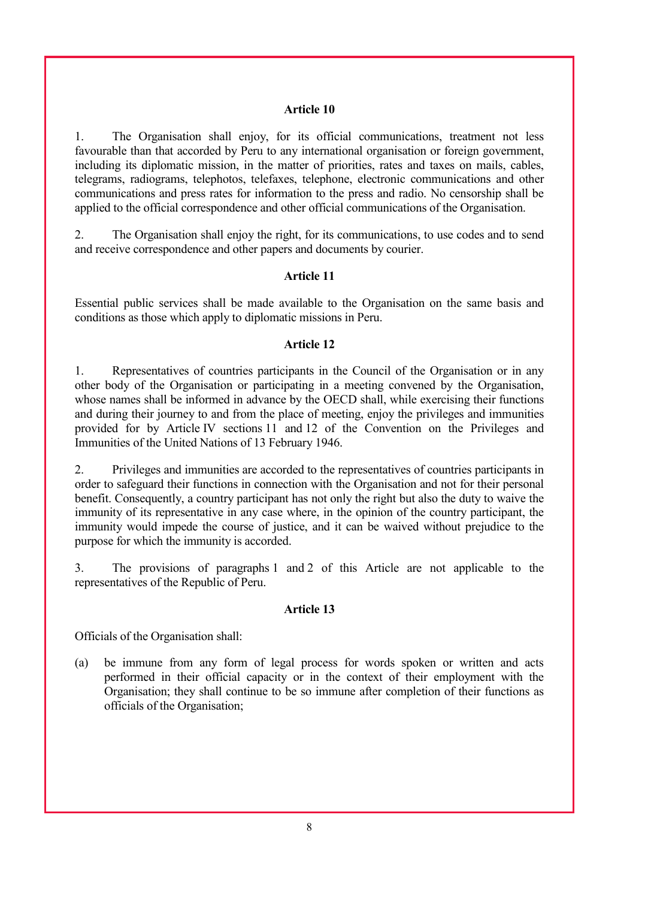### Article 10

1. The Organisation shall enjoy, for its official communications, treatment not less favourable than that accorded by Peru to any international organisation or foreign government, including its diplomatic mission, in the matter of priorities, rates and taxes on mails, cables, telegrams, radiograms, telephotos, telefaxes, telephone, electronic communications and other communications and press rates for information to the press and radio. No censorship shall be applied to the official correspondence and other official communications of the Organisation.

2. The Organisation shall enjoy the right, for its communications, to use codes and to send and receive correspondence and other papers and documents by courier.

### Article 11

Essential public services shall be made available to the Organisation on the same basis and conditions as those which apply to diplomatic missions in Peru.

### Article 12

1. Representatives of countries participants in the Council of the Organisation or in any other body of the Organisation or participating in a meeting convened by the Organisation, whose names shall be informed in advance by the OECD shall, while exercising their functions and during their journey to and from the place of meeting, enjoy the privileges and immunities provided for by Article IV sections 11 and 12 of the Convention on the Privileges and Immunities of the United Nations of 13 February 1946.

2. Privileges and immunities are accorded to the representatives of countries participants in order to safeguard their functions in connection with the Organisation and not for their personal benefit. Consequently, a country participant has not only the right but also the duty to waive the immunity of its representative in any case where, in the opinion of the country participant, the immunity would impede the course of justice, and it can be waived without prejudice to the purpose for which the immunity is accorded.

3. The provisions of paragraphs 1 and 2 of this Article are not applicable to the representatives of the Republic of Peru.

### Article 13

Officials of the Organisation shall:

(a) be immune from any form of legal process for words spoken or written and acts performed in their official capacity or in the context of their employment with the Organisation; they shall continue to be so immune after completion of their functions as officials of the Organisation;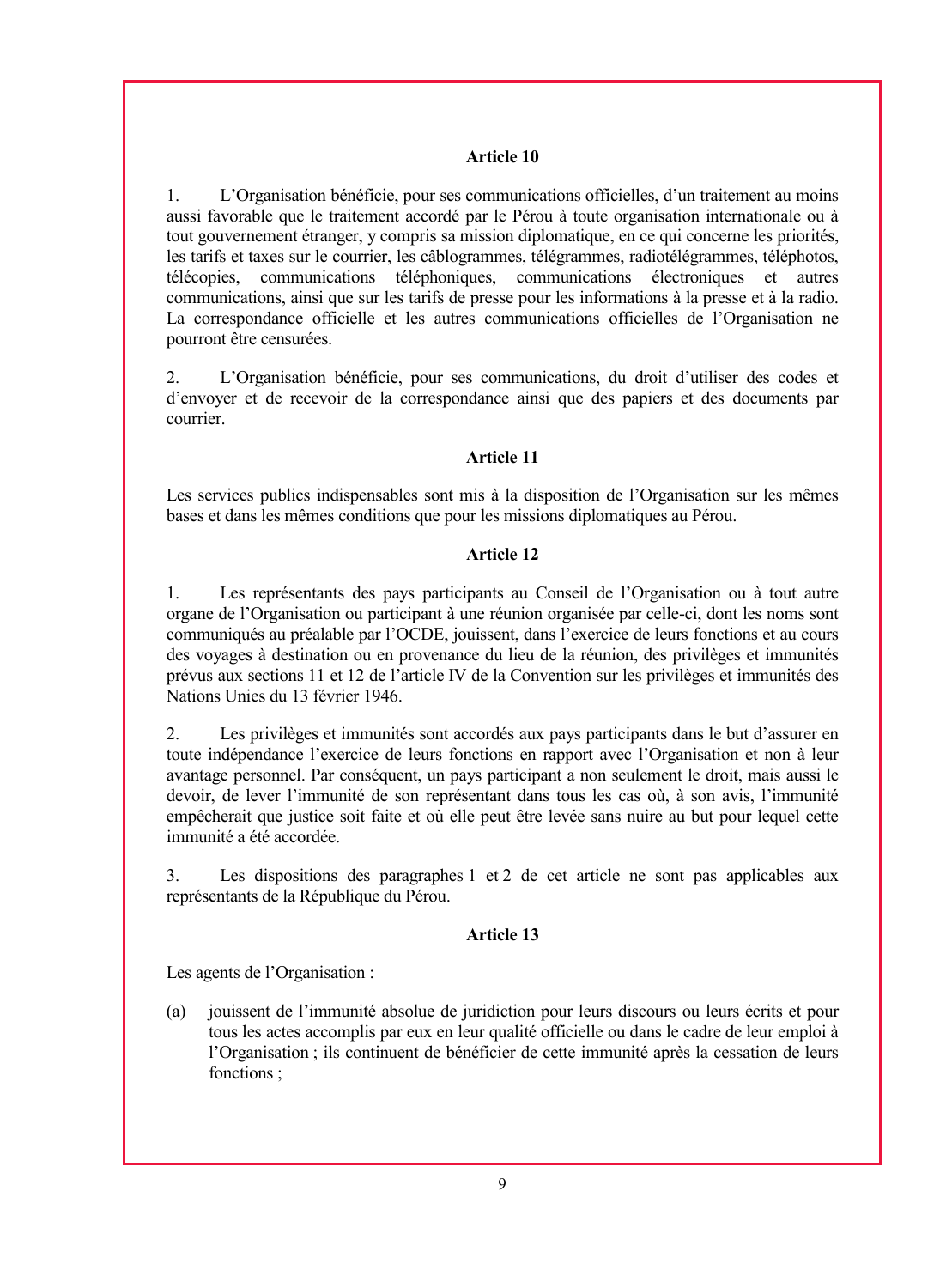### Article 10

1. L'Organisation bénéficie, pour ses communications officielles, d'un traitement au moins aussi favorable que le traitement accordé par le Pérou à toute organisation internationale ou à tout gouvernement étranger, y compris sa mission diplomatique, en ce qui concerne les priorités, les tarifs et taxes sur le courrier, les câblogrammes, télégrammes, radiotélégrammes, téléphotos, télécopies, communications téléphoniques, communications électroniques et autres communications, ainsi que sur les tarifs de presse pour les informations à la presse et à la radio. La correspondance officielle et les autres communications officielles de l'Organisation ne pourront être censurées.

2. L'Organisation bénéficie, pour ses communications, du droit d'utiliser des codes et d'envoyer et de recevoir de la correspondance ainsi que des papiers et des documents par courrier.

### Article 11

Les services publics indispensables sont mis à la disposition de l'Organisation sur les mêmes bases et dans les mêmes conditions que pour les missions diplomatiques au Pérou.

### Article 12

1. Les représentants des pays participants au Conseil de l'Organisation ou à tout autre organe de l'Organisation ou participant à une réunion organisée par celle-ci, dont les noms sont communiqués au préalable par l'OCDE, jouissent, dans l'exercice de leurs fonctions et au cours des voyages à destination ou en provenance du lieu de la réunion, des privilèges et immunités prévus aux sections 11 et 12 de l'article IV de la Convention sur les privilèges et immunités des Nations Unies du 13 février 1946.

2. Les privilèges et immunités sont accordés aux pays participants dans le but d'assurer en toute indépendance l'exercice de leurs fonctions en rapport avec l'Organisation et non à leur avantage personnel. Par conséquent, un pays participant a non seulement le droit, mais aussi le devoir, de lever l'immunité de son représentant dans tous les cas où, à son avis, l'immunité empêcherait que justice soit faite et où elle peut être levée sans nuire au but pour lequel cette immunité a été accordée.

3. Les dispositions des paragraphes 1 et 2 de cet article ne sont pas applicables aux représentants de la République du Pérou.

### Article 13

Les agents de l'Organisation :

(a) jouissent de l'immunité absolue de juridiction pour leurs discours ou leurs écrits et pour tous les actes accomplis par eux en leur qualité officielle ou dans le cadre de leur emploi à l'Organisation ; ils continuent de bénéficier de cette immunité après la cessation de leurs fonctions ;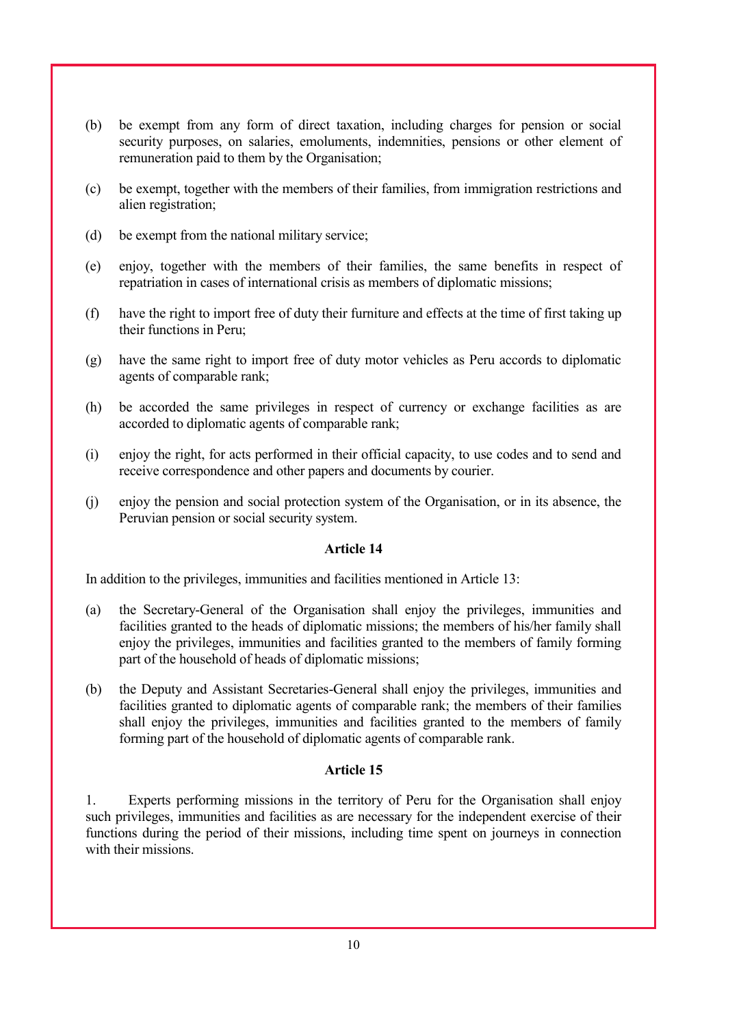(b) be exempt from any form of direct taxation, including charges for pension or social security purposes, on salaries, emoluments, indemnities, pensions or other element of remuneration paid to them by the Organisation;

(c) be exempt, together with the members of their families, from immigration restrictions and alien registration;

(d) be exempt from the national military service;

(e) enjoy, together with the members of their families, the same benefits in respect of repatriation in cases of international crisis as members of diplomatic missions;

(f) have the right to import free of duty their furniture and effects at the time of first taking up their functions in Peru;

(g) have the same right to import free of duty motor vehicles as Peru accords to diplomatic agents of comparable rank;

(h) be accorded the same privileges in respect of currency or exchange facilities as are accorded to diplomatic agents of comparable rank;

(i) enjoy the right, for acts performed in their official capacity, to use codes and to send and receive correspondence and other papers and documents by courier.

(j) enjoy the pension and social protection system of the Organisation, or in its absence, the Peruvian pension or social security system.

**Article 14**

In addition to the privileges, immunities and facilities mentioned in Article 13:

(a) the Secretary-General of the Organisation shall enjoy the privileges, immunities and facilities granted to the heads of diplomatic missions; the members of his/her family shall enjoy the privileges, immunities and facilities granted to the members of family forming part of the household of heads of diplomatic missions;

(b) the Deputy and Assistant Secretaries-General shall enjoy the privileges, immunities and facilities granted to diplomatic agents of comparable rank; the members of their families shall enjoy the privileges, immunities and facilities granted to the members of family forming part of the household of diplomatic agents of comparable rank.

**Article 15**

1. Experts performing missions in the territory of Peru for the Organisation shall enjoy such privileges, immunities and facilities as are necessary for the independent exercise of their functions during the period of their missions, including time spent on journeys in connection with their missions.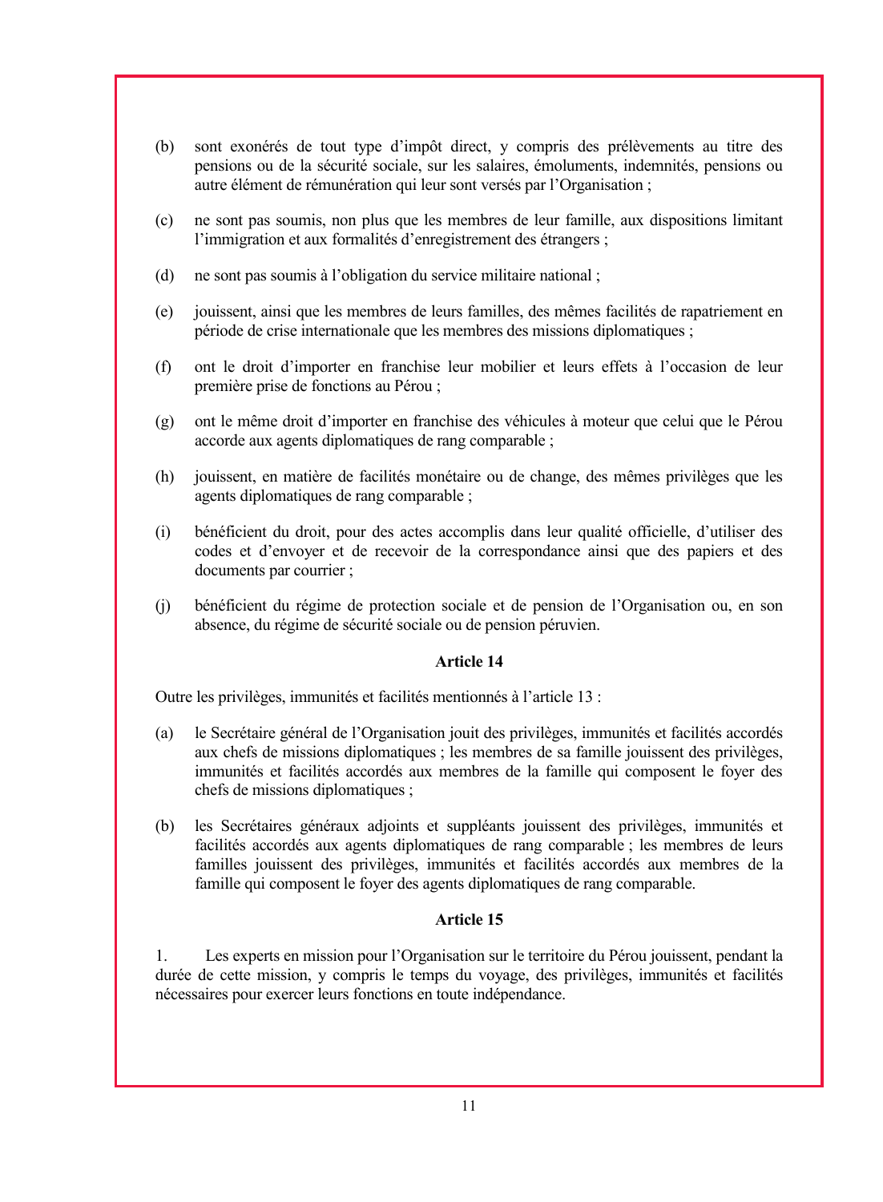(b) sont exonérés de tout type d'impôt direct, y compris des prélèvements au titre des pensions ou de la sécurité sociale, sur les salaires, émoluments, indemnités, pensions ou autre élément de rémunération qui leur sont versés par l'Organisation ;

(c) ne sont pas soumis, non plus que les membres de leur famille, aux dispositions limitant l'immigration et aux formalités d'enregistrement des étrangers ;

(d) ne sont pas soumis à l'obligation du service militaire national ;

(e) jouissent, ainsi que les membres de leurs familles, des mêmes facilités de rapatriement en période de crise internationale que les membres des missions diplomatiques ;

(f) ont le droit d'importer en franchise leur mobilier et leurs effets à l'occasion de leur première prise de fonctions au Pérou ;

(g) ont le même droit d'importer en franchise des véhicules à moteur que celui que le Pérou accorde aux agents diplomatiques de rang comparable ;

(h) jouissent, en matière de facilités monétaire ou de change, des mêmes privilèges que les agents diplomatiques de rang comparable ;

(i) bénéficient du droit, pour des actes accomplis dans leur qualité officielle, d'utiliser des codes et d'envoyer et de recevoir de la correspondance ainsi que des papiers et des documents par courrier ;

(j) bénéficient du régime de protection sociale et de pension de l'Organisation ou, en son absence, du régime de sécurité sociale ou de pension péruvien.

**Article 14**

Outre les privilèges, immunités et facilités mentionnés à l'article 13 :

(a) le Secrétaire général de l'Organisation jouit des privilèges, immunités et facilités accordés aux chefs de missions diplomatiques ; les membres de sa famille jouissent des privilèges, immunités et facilités accordés aux membres de la famille qui composent le foyer des chefs de missions diplomatiques ;

(b) les Secrétaires généraux adjoints et suppléants jouissent des privilèges, immunités et facilités accordés aux agents diplomatiques de rang comparable ; les membres de leurs familles jouissent des privilèges, immunités et facilités accordés aux membres de la famille qui composent le foyer des agents diplomatiques de rang comparable.

**Article 15**

1. Les experts en mission pour l'Organisation sur le territoire du Pérou jouissent, pendant la durée de cette mission, y compris le temps du voyage, des privilèges, immunités et facilités nécessaires pour exercer leurs fonctions en toute indépendance.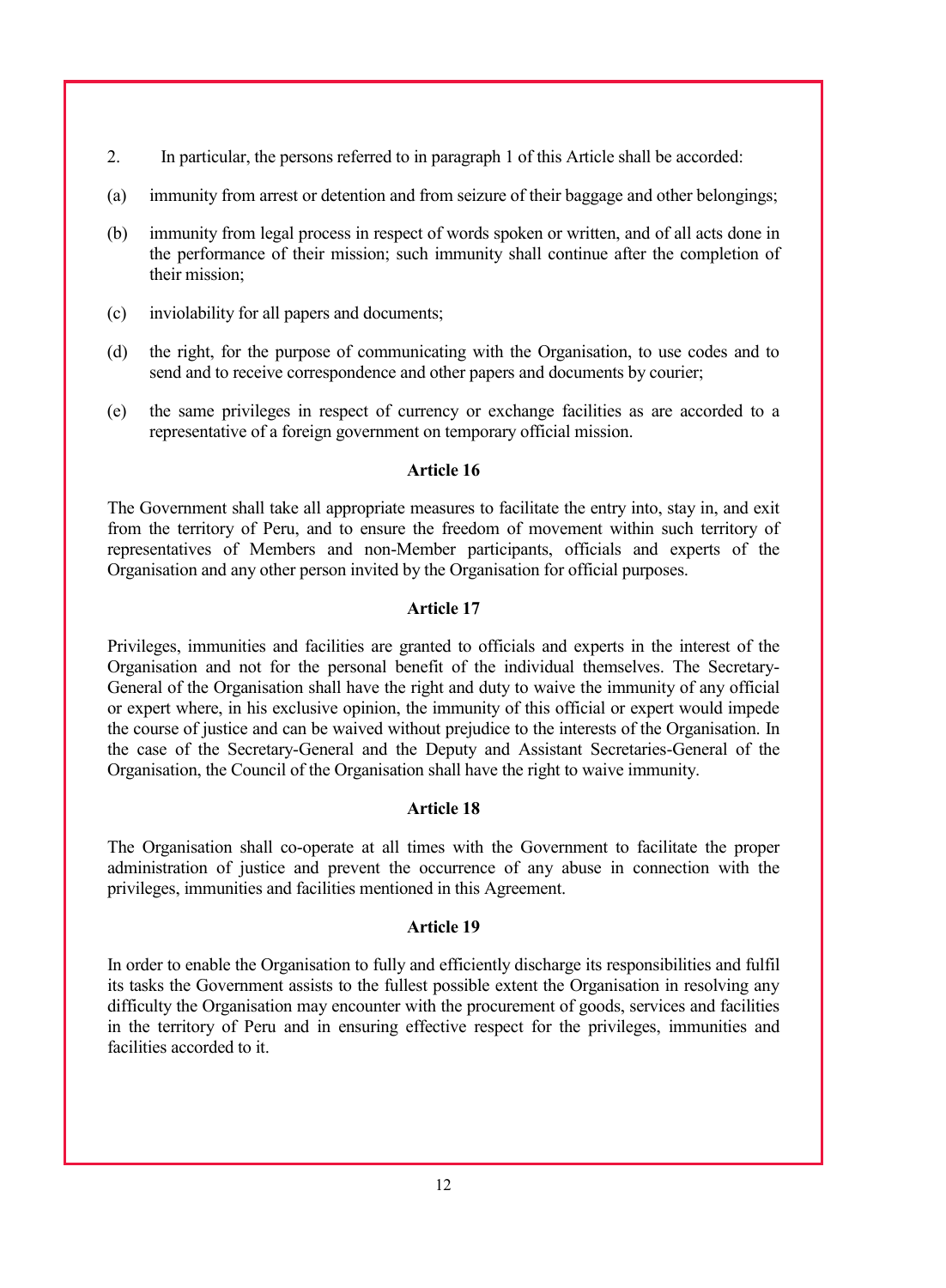2. In particular, the persons referred to in paragraph 1 of this Article shall be accorded:

(a) immunity from arrest or detention and from seizure of their baggage and other belongings;

(b) immunity from legal process in respect of words spoken or written, and of all acts done in the performance of their mission; such immunity shall continue after the completion of their mission;

(c) inviolability for all papers and documents;

(d) the right, for the purpose of communicating with the Organisation, to use codes and to send and to receive correspondence and other papers and documents by courier;

(e) the same privileges in respect of currency or exchange facilities as are accorded to a representative of a foreign government on temporary official mission.

**Article 16**

The Government shall take all appropriate measures to facilitate the entry into, stay in, and exit from the territory of Peru, and to ensure the freedom of movement within such territory of representatives of Members and non-Member participants, officials and experts of the Organisation and any other person invited by the Organisation for official purposes.

**Article 17**

Privileges, immunities and facilities are granted to officials and experts in the interest of the Organisation and not for the personal benefit of the individual themselves. The Secretary-General of the Organisation shall have the right and duty to waive the immunity of any official or expert where, in his exclusive opinion, the immunity of this official or expert would impede the course of justice and can be waived without prejudice to the interests of the Organisation. In the case of the Secretary-General and the Deputy and Assistant Secretaries-General of the Organisation, the Council of the Organisation shall have the right to waive immunity.

**Article 18**

The Organisation shall co-operate at all times with the Government to facilitate the proper administration of justice and prevent the occurrence of any abuse in connection with the privileges, immunities and facilities mentioned in this Agreement.

**Article 19**

In order to enable the Organisation to fully and efficiently discharge its responsibilities and fulfil its tasks the Government assists to the fullest possible extent the Organisation in resolving any difficulty the Organisation may encounter with the procurement of goods, services and facilities in the territory of Peru and in ensuring effective respect for the privileges, immunities and facilities accorded to it.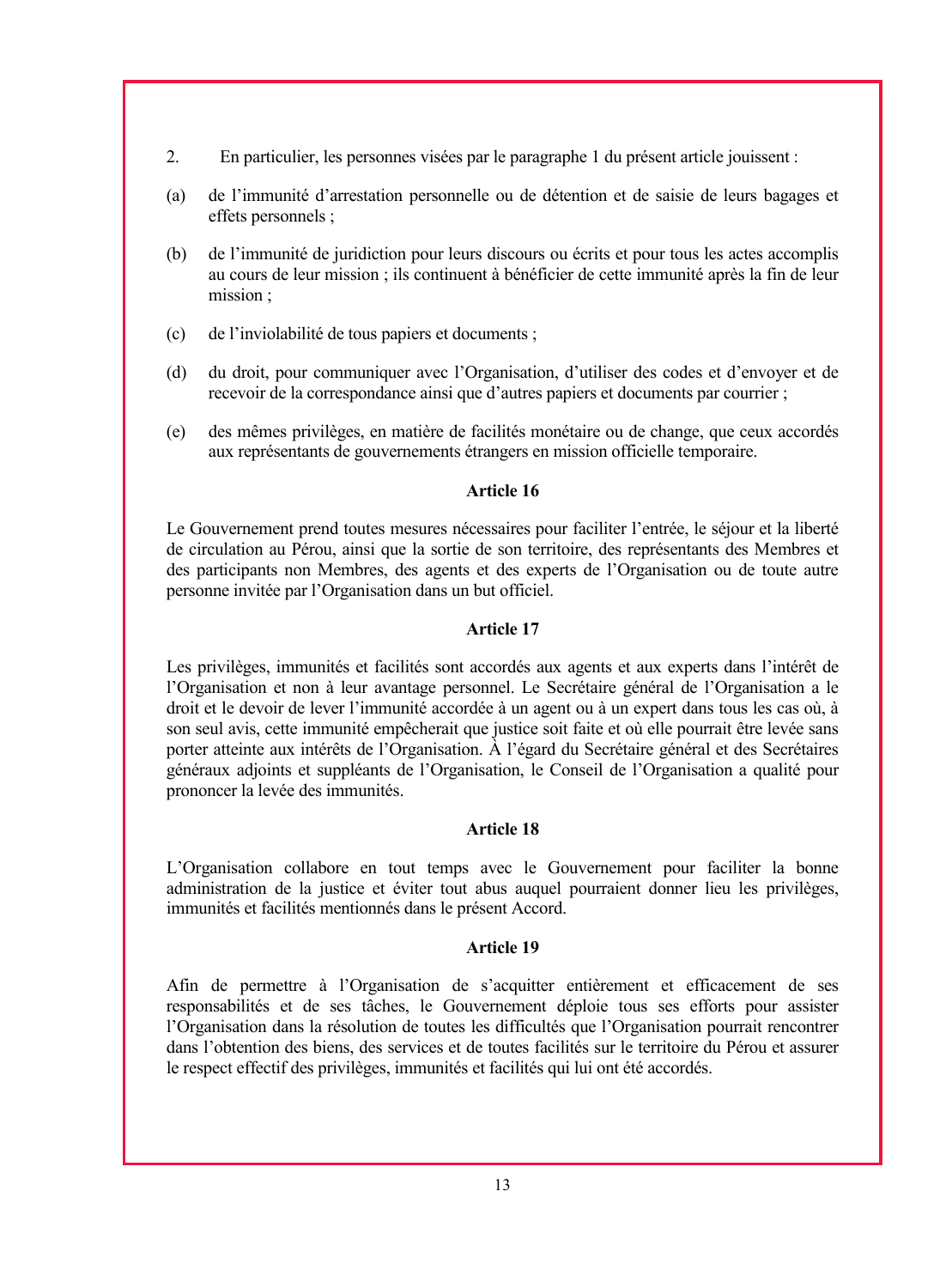2. En particulier, les personnes visées par le paragraphe 1 du présent article jouissent :

(a) de l'immunité d'arrestation personnelle ou de détention et de saisie de leurs bagages et effets personnels ;

(b) de l'immunité de juridiction pour leurs discours ou écrits et pour tous les actes accomplis au cours de leur mission ; ils continuent à bénéficier de cette immunité après la fin de leur mission ;

(c) de l'inviolabilité de tous papiers et documents ;

(d) du droit, pour communiquer avec l'Organisation, d'utiliser des codes et d'envoyer et de recevoir de la correspondance ainsi que d'autres papiers et documents par courrier ;

(e) des mêmes privilèges, en matière de facilités monétaire ou de change, que ceux accordés aux représentants de gouvernements étrangers en mission officielle temporaire.

**Article 16**

Le Gouvernement prend toutes mesures nécessaires pour faciliter l'entrée, le séjour et la liberté de circulation au Pérou, ainsi que la sortie de son territoire, des représentants des Membres et des participants non Membres, des agents et des experts de l'Organisation ou de toute autre personne invitée par l'Organisation dans un but officiel.

**Article 17**

Les privilèges, immunités et facilités sont accordés aux agents et aux experts dans l'intérêt de l'Organisation et non à leur avantage personnel. Le Secrétaire général de l'Organisation a le droit et le devoir de lever l'immunité accordée à un agent ou à un expert dans tous les cas où, à son seul avis, cette immunité empêcherait que justice soit faite et où elle pourrait être levée sans porter atteinte aux intérêts de l'Organisation. À l'égard du Secrétaire général et des Secrétaires généraux adjoints et suppléants de l'Organisation, le Conseil de l'Organisation a qualité pour prononcer la levée des immunités.

**Article 18**

L'Organisation collabore en tout temps avec le Gouvernement pour faciliter la bonne administration de la justice et éviter tout abus auquel pourraient donner lieu les privilèges, immunités et facilités mentionnés dans le présent Accord.

**Article 19**

Afin de permettre à l'Organisation de s'acquitter entièrement et efficacement de ses responsabilités et de ses tâches, le Gouvernement déploie tous ses efforts pour assister l'Organisation dans la résolution de toutes les difficultés que l'Organisation pourrait rencontrer dans l'obtention des biens, des services et de toutes facilités sur le territoire du Pérou et assurer le respect effectif des privilèges, immunités et facilités qui lui ont été accordés.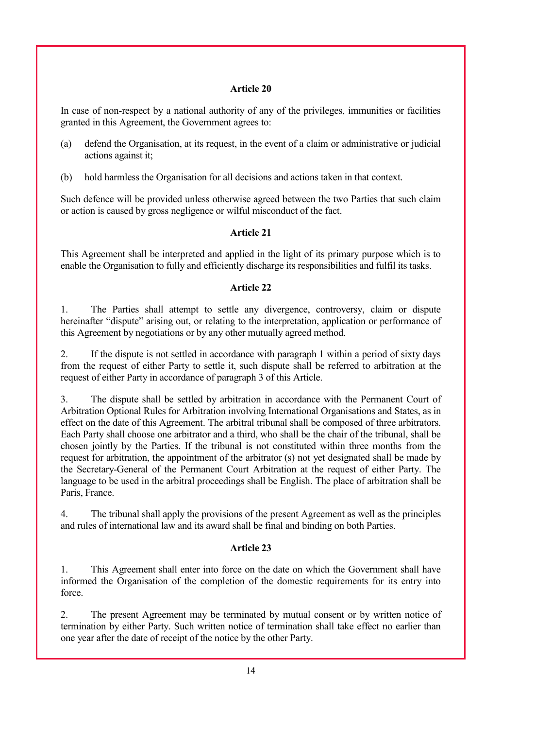### Article 20

In case of non-respect by a national authority of any of the privileges, immunities or facilities granted in this Agreement, the Government agrees to:

(a) defend the Organisation, at its request, in the event of a claim or administrative or judicial actions against it;

(b) hold harmless the Organisation for all decisions and actions taken in that context.

Such defence will be provided unless otherwise agreed between the two Parties that such claim or action is caused by gross negligence or wilful misconduct of the fact.

### Article 21

This Agreement shall be interpreted and applied in the light of its primary purpose which is to enable the Organisation to fully and efficiently discharge its responsibilities and fulfil its tasks.

### Article 22

1. The Parties shall attempt to settle any divergence, controversy, claim or dispute hereinafter "dispute" arising out, or relating to the interpretation, application or performance of this Agreement by negotiations or by any other mutually agreed method.

2. If the dispute is not settled in accordance with paragraph 1 within a period of sixty days from the request of either Party to settle it, such dispute shall be referred to arbitration at the request of either Party in accordance of paragraph 3 of this Article.

3. The dispute shall be settled by arbitration in accordance with the Permanent Court of Arbitration Optional Rules for Arbitration involving International Organisations and States, as in effect on the date of this Agreement. The arbitral tribunal shall be composed of three arbitrators. Each Party shall choose one arbitrator and a third, who shall be the chair of the tribunal, shall be chosen jointly by the Parties. If the tribunal is not constituted within three months from the request for arbitration, the appointment of the arbitrator (s) not yet designated shall be made by the Secretary-General of the Permanent Court Arbitration at the request of either Party. The language to be used in the arbitral proceedings shall be English. The place of arbitration shall be Paris, France.

4. The tribunal shall apply the provisions of the present Agreement as well as the principles and rules of international law and its award shall be final and binding on both Parties.

### Article 23

1. This Agreement shall enter into force on the date on which the Government shall have informed the Organisation of the completion of the domestic requirements for its entry into force.

2. The present Agreement may be terminated by mutual consent or by written notice of termination by either Party. Such written notice of termination shall take effect no earlier than one year after the date of receipt of the notice by the other Party.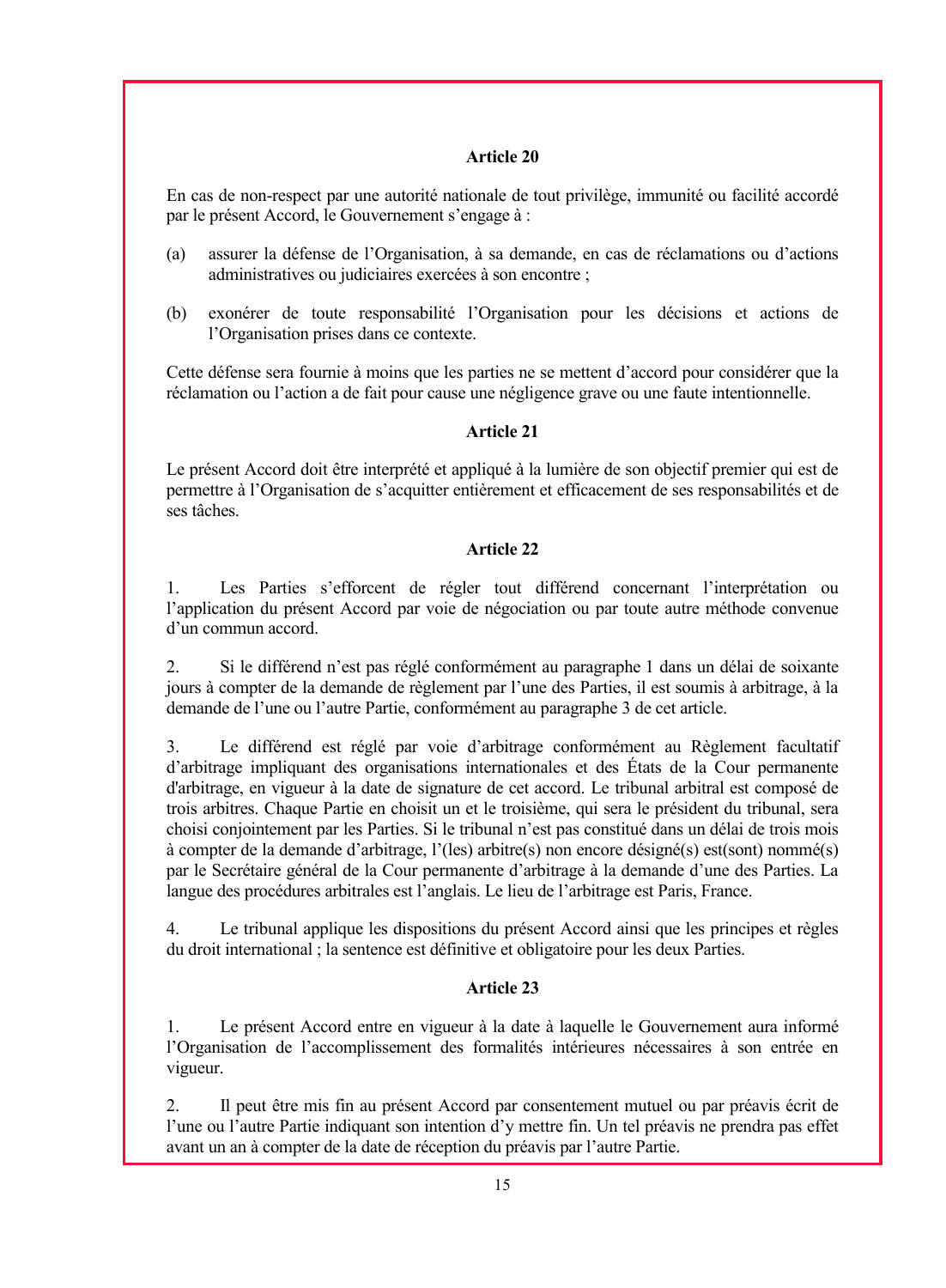**Article 20**

En cas de non-respect par une autorité nationale de tout privilège, immunité ou facilité accordé par le présent Accord, le Gouvernement s'engage à :

(a) assurer la défense de l'Organisation, à sa demande, en cas de réclamations ou d'actions administratives ou judiciaires exercées à son encontre ;

(b) exonérer de toute responsabilité l'Organisation pour les décisions et actions de l'Organisation prises dans ce contexte.

Cette défense sera fournie à moins que les parties ne se mettent d'accord pour considérer que la réclamation ou l'action a de fait pour cause une négligence grave ou une faute intentionnelle.

**Article 21**

Le présent Accord doit être interprété et appliqué à la lumière de son objectif premier qui est de permettre à l'Organisation de s'acquitter entièrement et efficacement de ses responsabilités et de ses tâches.

**Article 22**

1. Les Parties s'efforcent de régler tout différend concernant l'interprétation ou l'application du présent Accord par voie de négociation ou par toute autre méthode convenue d'un commun accord.

2. Si le différend n'est pas réglé conformément au paragraphe 1 dans un délai de soixante jours à compter de la demande de règlement par l'une des Parties, il est soumis à arbitrage, à la demande de l'une ou l'autre Partie, conformément au paragraphe 3 de cet article.

3. Le différend est réglé par voie d'arbitrage conformément au Règlement facultatif d'arbitrage impliquant des organisations internationales et des États de la Cour permanente d'arbitrage, en vigueur à la date de signature de cet accord. Le tribunal arbitral est composé de trois arbitres. Chaque Partie en choisit un et le troisième, qui sera le président du tribunal, sera choisi conjointement par les Parties. Si le tribunal n'est pas constitué dans un délai de trois mois à compter de la demande d'arbitrage, l'(les) arbitre(s) non encore désigné(s) est(sont) nommé(s) par le Secrétaire général de la Cour permanente d'arbitrage à la demande d'une des Parties. La langue des procédures arbitrales est l'anglais. Le lieu de l'arbitrage est Paris, France.

4. Le tribunal applique les dispositions du présent Accord ainsi que les principes et règles du droit international ; la sentence est définitive et obligatoire pour les deux Parties.

**Article 23**

1. Le présent Accord entre en vigueur à la date à laquelle le Gouvernement aura informé l'Organisation de l'accomplissement des formalités intérieures nécessaires à son entrée en vigueur.

2. Il peut être mis fin au présent Accord par consentement mutuel ou par préavis écrit de l'une ou l'autre Partie indiquant son intention d'y mettre fin. Un tel préavis ne prendra pas effet avant un an à compter de la date de réception du préavis par l'autre Partie.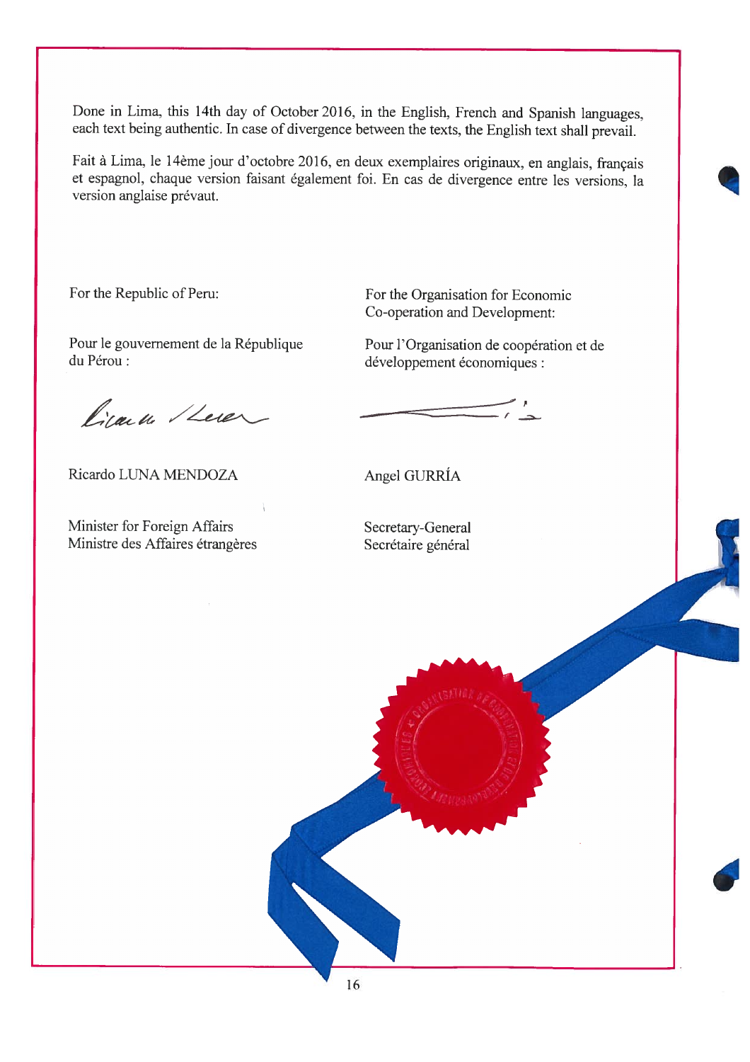Done in Lima, this 14th day of October 2016, in the English, French and Spanish languages, each text being authentic. In case of divergence between the texts, the English text shall prevail.

Fait à Lima, le 14ème jour d'octobre 2016, en deux exemplaires originaux, en anglais, français et espagnol, chaque version faisant également foi. En cas de divergence entre les versions, la version anglaise prévaut.

For the Republic of Peru:

Pour le gouvernement de la République du Pérou :

Ricardo LUNA MENDOZA

Minister for Foreign Affairs
Ministre des Affaires étrangères

For the Organisation for Economic Co-operation and Development:

Pour l'Organisation de coopération et de développement économiques :

Angel GURRÍA

Secretary-General
Secrétaire général